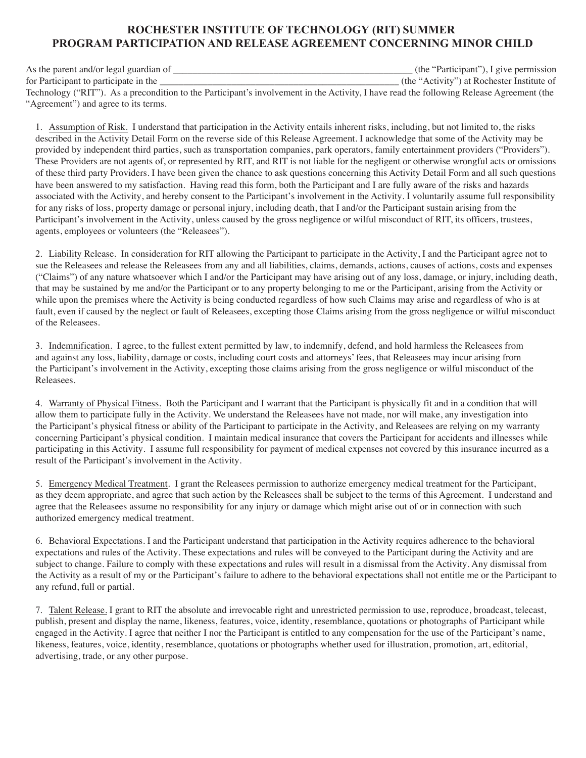# ROCHESTER INSTITUTE OF TECHNOLOGY (RIT) SUMMER PROGRAM PARTICIPATION AND RELEASE AGREEMENT CONCERNING MINOR CHILD

As the parent and/or legal guardian of ___________________________________________________ (the "Participant"), I give permission for Participant to participate in the ___________________________________________________ (the "Activity") at Rochester Institute of Technology ("RIT"). As a precondition to the Participant's involvement in the Activity, I have read the following Release Agreement (the "Agreement") and agree to its terms.

1. Assumption of Risk. I understand that participation in the Activity entails inherent risks, including, but not limited to, the risks described in the Activity Detail Form on the reverse side of this Release Agreement. I acknowledge that some of the Activity may be provided by independent third parties, such as transportation companies, park operators, family entertainment providers ("Providers"). These Providers are not agents of, or represented by RIT, and RIT is not liable for the negligent or otherwise wrongful acts or omissions of these third party Providers. I have been given the chance to ask questions concerning this Activity Detail Form and all such questions have been answered to my satisfaction. Having read this form, both the Participant and I are fully aware of the risks and hazards associated with the Activity, and hereby consent to the Participant's involvement in the Activity. I voluntarily assume full responsibility for any risks of loss, property damage or personal injury, including death, that I and/or the Participant sustain arising from the Participant's involvement in the Activity, unless caused by the gross negligence or wilful misconduct of RIT, its officers, trustees, agents, employees or volunteers (the "Releasees").

2. Liability Release. In consideration for RIT allowing the Participant to participate in the Activity, I and the Participant agree not to sue the Releasees and release the Releasees from any and all liabilities, claims, demands, actions, causes of actions, costs and expenses ("Claims") of any nature whatsoever which I and/or the Participant may have arising out of any loss, damage, or injury, including death, that may be sustained by me and/or the Participant or to any property belonging to me or the Participant, arising from the Activity or while upon the premises where the Activity is being conducted regardless of how such Claims may arise and regardless of who is at fault, even if caused by the neglect or fault of Releasees, excepting those Claims arising from the gross negligence or wilful misconduct of the Releasees.

3. Indemnification. I agree, to the fullest extent permitted by law, to indemnify, defend, and hold harmless the Releasees from and against any loss, liability, damage or costs, including court costs and attorneys' fees, that Releasees may incur arising from the Participant's involvement in the Activity, excepting those claims arising from the gross negligence or wilful misconduct of the Releasees.

4. Warranty of Physical Fitness. Both the Participant and I warrant that the Participant is physically fit and in a condition that will allow them to participate fully in the Activity. We understand the Releasees have not made, nor will make, any investigation into the Participant's physical fitness or ability of the Participant to participate in the Activity, and Releasees are relying on my warranty concerning Participant's physical condition. I maintain medical insurance that covers the Participant for accidents and illnesses while participating in this Activity. I assume full responsibility for payment of medical expenses not covered by this insurance incurred as a result of the Participant's involvement in the Activity.

5. Emergency Medical Treatment. I grant the Releasees permission to authorize emergency medical treatment for the Participant, as they deem appropriate, and agree that such action by the Releasees shall be subject to the terms of this Agreement. I understand and agree that the Releasees assume no responsibility for any injury or damage which might arise out of or in connection with such authorized emergency medical treatment.

6. Behavioral Expectations. I and the Participant understand that participation in the Activity requires adherence to the behavioral expectations and rules of the Activity. These expectations and rules will be conveyed to the Participant during the Activity and are subject to change. Failure to comply with these expectations and rules will result in a dismissal from the Activity. Any dismissal from the Activity as a result of my or the Participant's failure to adhere to the behavioral expectations shall not entitle me or the Participant to any refund, full or partial.

7. Talent Release. I grant to RIT the absolute and irrevocable right and unrestricted permission to use, reproduce, broadcast, telecast, publish, present and display the name, likeness, features, voice, identity, resemblance, quotations or photographs of Participant while engaged in the Activity. I agree that neither I nor the Participant is entitled to any compensation for the use of the Participant's name, likeness, features, voice, identity, resemblance, quotations or photographs whether used for illustration, promotion, art, editorial, advertising, trade, or any other purpose.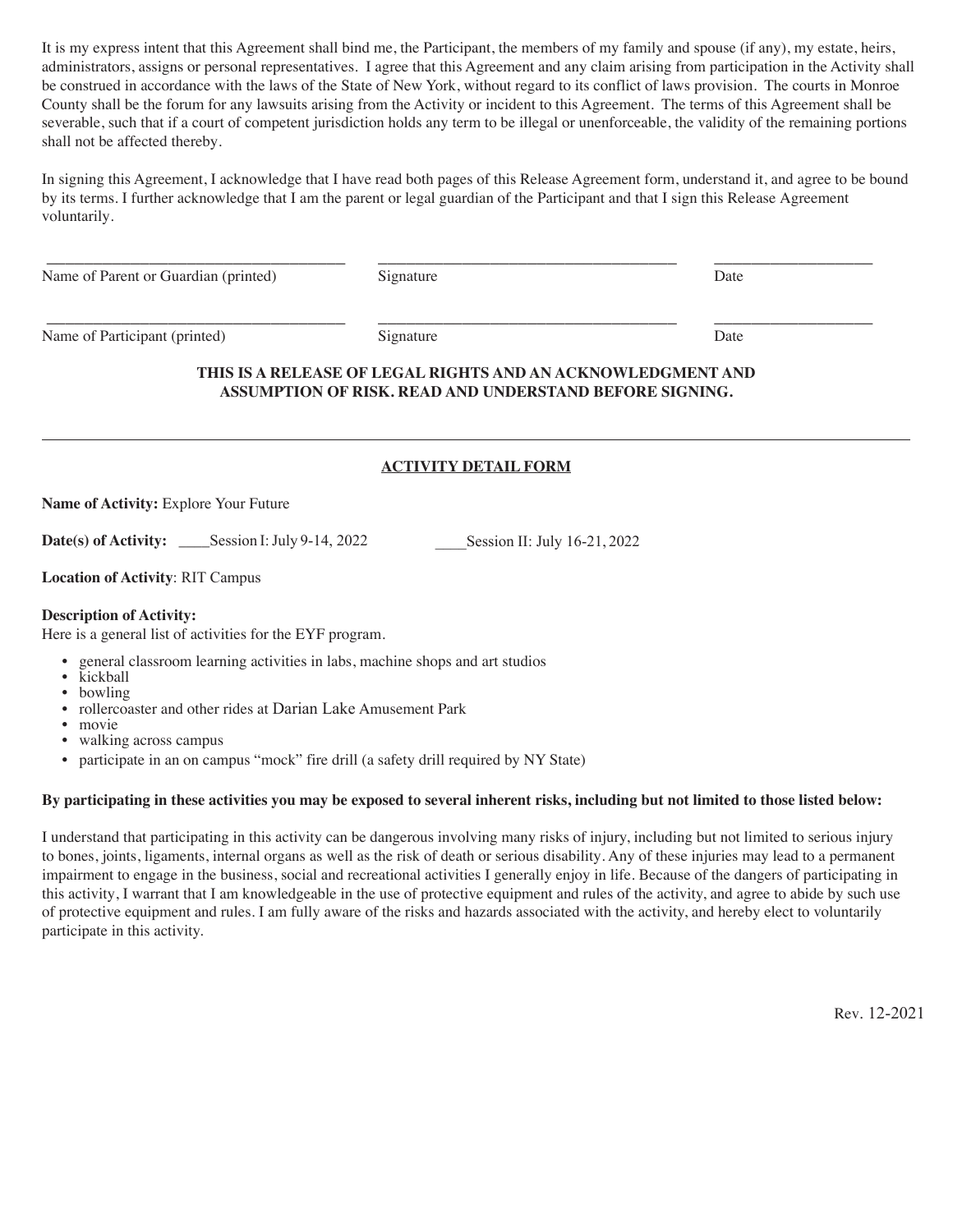It is my express intent that this Agreement shall bind me, the Participant, the members of my family and spouse (if any), my estate, heirs, administrators, assigns or personal representatives. I agree that this Agreement and any claim arising from participation in the Activity shall be construed in accordance with the laws of the State of New York, without regard to its conflict of laws provision. The courts in Monroe County shall be the forum for any lawsuits arising from the Activity or incident to this Agreement. The terms of this Agreement shall be severable, such that if a court of competent jurisdiction holds any term to be illegal or unenforceable, the validity of the remaining portions shall not be affected thereby.

In signing this Agreement, I acknowledge that I have read both pages of this Release Agreement form, understand it, and agree to be bound by its terms. I further acknowledge that I am the parent or legal guardian of the Participant and that I sign this Release Agreement voluntarily.

| | | |
|---|---|---|
| ______________________________ | ______________________________ | ________________ |
| Name of Parent or Guardian (printed) | Signature | Date |
| ______________________________ | ______________________________ | ________________ |
| Name of Participant (printed) | Signature | Date |

**THIS IS A RELEASE OF LEGAL RIGHTS AND AN ACKNOWLEDGMENT AND ASSUMPTION OF RISK. READ AND UNDERSTAND BEFORE SIGNING.**

---

## ACTIVITY DETAIL FORM

**Name of Activity:** Explore Your Future

**Date(s) of Activity:** ____Session I: July 9-14, 2022 ____Session II: July 16-21, 2022

**Location of Activity**: RIT Campus

**Description of Activity:**
Here is a general list of activities for the EYF program.

- general classroom learning activities in labs, machine shops and art studios
- kickball
- bowling
- rollercoaster and other rides at Darian Lake Amusement Park
- movie
- walking across campus
- participate in an on campus "mock" fire drill (a safety drill required by NY State)

**By participating in these activities you may be exposed to several inherent risks, including but not limited to those listed below:**

I understand that participating in this activity can be dangerous involving many risks of injury, including but not limited to serious injury to bones, joints, ligaments, internal organs as well as the risk of death or serious disability. Any of these injuries may lead to a permanent impairment to engage in the business, social and recreational activities I generally enjoy in life. Because of the dangers of participating in this activity, I warrant that I am knowledgeable in the use of protective equipment and rules of the activity, and agree to abide by such use of protective equipment and rules. I am fully aware of the risks and hazards associated with the activity, and hereby elect to voluntarily participate in this activity.

Rev. 12-2021